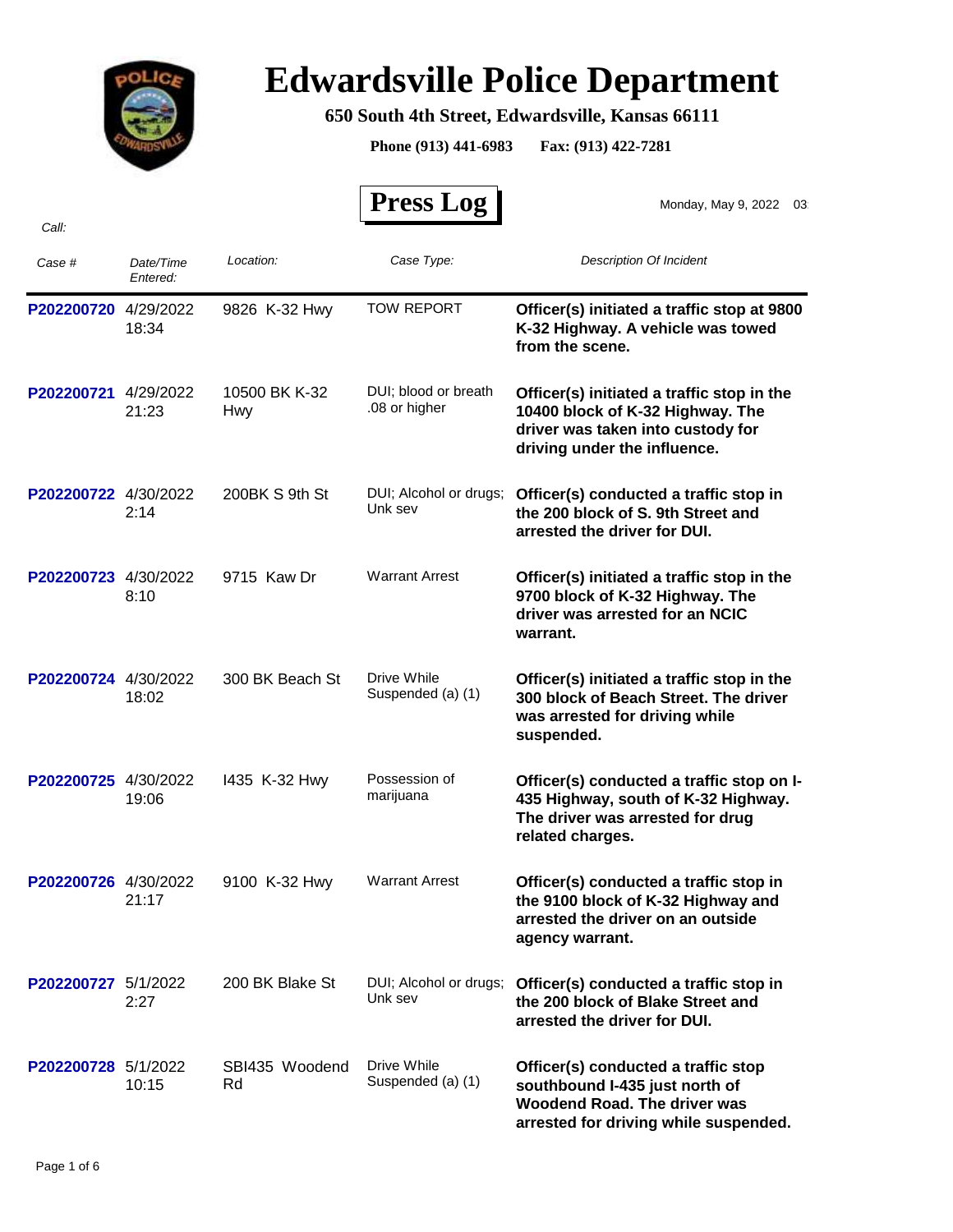# Edwardsville Police Department

**650 South 4th Street, Edwardsville, Kansas 66111**

**Phone (913) 441-6983 Fax: (913) 422-7281**

## Press Log

Monday, May 9, 2022 03

*Call:*

| *Case #* | *Date/Time Entered:* | *Location:* | *Case Type:* | *Description Of Incident* |
|---|---|---|---|---|
| P202200720 | 4/29/2022 18:34 | 9826 K-32 Hwy | TOW REPORT | **Officer(s) initiated a traffic stop at 9800 K-32 Highway. A vehicle was towed from the scene.** |
| P202200721 | 4/29/2022 21:23 | 10500 BK K-32 Hwy | DUI; blood or breath .08 or higher | **Officer(s) initiated a traffic stop in the 10400 block of K-32 Highway. The driver was taken into custody for driving under the influence.** |
| P202200722 | 4/30/2022 2:14 | 200BK S 9th St | DUI; Alcohol or drugs; Unk sev | **Officer(s) conducted a traffic stop in the 200 block of S. 9th Street and arrested the driver for DUI.** |
| P202200723 | 4/30/2022 8:10 | 9715 Kaw Dr | Warrant Arrest | **Officer(s) initiated a traffic stop in the 9700 block of K-32 Highway. The driver was arrested for an NCIC warrant.** |
| P202200724 | 4/30/2022 18:02 | 300 BK Beach St | Drive While Suspended (a) (1) | **Officer(s) initiated a traffic stop in the 300 block of Beach Street. The driver was arrested for driving while suspended.** |
| P202200725 | 4/30/2022 19:06 | I435 K-32 Hwy | Possession of marijuana | **Officer(s) conducted a traffic stop on I-435 Highway, south of K-32 Highway. The driver was arrested for drug related charges.** |
| P202200726 | 4/30/2022 21:17 | 9100 K-32 Hwy | Warrant Arrest | **Officer(s) conducted a traffic stop in the 9100 block of K-32 Highway and arrested the driver on an outside agency warrant.** |
| P202200727 | 5/1/2022 2:27 | 200 BK Blake St | DUI; Alcohol or drugs; Unk sev | **Officer(s) conducted a traffic stop in the 200 block of Blake Street and arrested the driver for DUI.** |
| P202200728 | 5/1/2022 10:15 | SBI435 Woodend Rd | Drive While Suspended (a) (1) | **Officer(s) conducted a traffic stop southbound I-435 just north of Woodend Road. The driver was arrested for driving while suspended.** |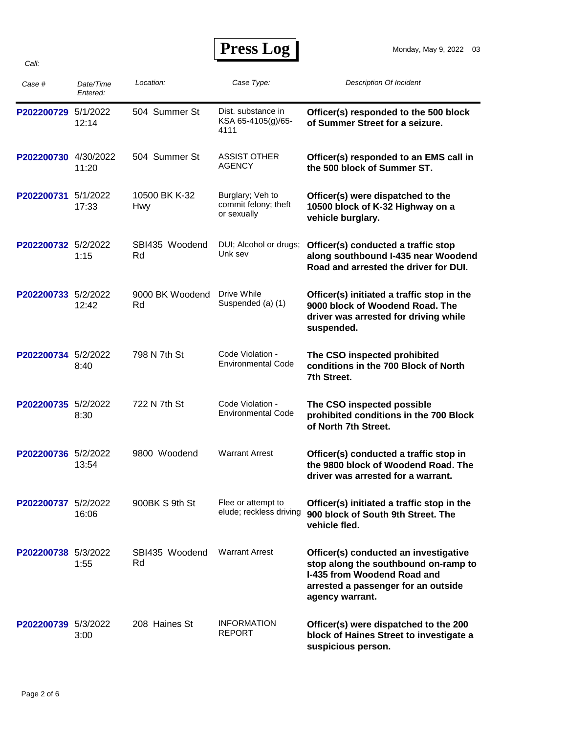# Press Log

Monday, May 9, 2022 03

Call:

| Case # | Date/Time Entered: | Location: | Case Type: | Description Of Incident |
|---|---|---|---|---|
| P202200729 | 5/1/2022 12:14 | 504 Summer St | Dist. substance in KSA 65-4105(g)/65-4111 | **Officer(s) responded to the 500 block of Summer Street for a seizure.** |
| P202200730 | 4/30/2022 11:20 | 504 Summer St | ASSIST OTHER AGENCY | **Officer(s) responded to an EMS call in the 500 block of Summer ST.** |
| P202200731 | 5/1/2022 17:33 | 10500 BK K-32 Hwy | Burglary; Veh to commit felony; theft or sexually | **Officer(s) were dispatched to the 10500 block of K-32 Highway on a vehicle burglary.** |
| P202200732 | 5/2/2022 1:15 | SBI435 Woodend Rd | DUI; Alcohol or drugs; Unk sev | **Officer(s) conducted a traffic stop along southbound I-435 near Woodend Road and arrested the driver for DUI.** |
| P202200733 | 5/2/2022 12:42 | 9000 BK Woodend Rd | Drive While Suspended (a) (1) | **Officer(s) initiated a traffic stop in the 9000 block of Woodend Road. The driver was arrested for driving while suspended.** |
| P202200734 | 5/2/2022 8:40 | 798 N 7th St | Code Violation - Environmental Code | **The CSO inspected prohibited conditions in the 700 Block of North 7th Street.** |
| P202200735 | 5/2/2022 8:30 | 722 N 7th St | Code Violation - Environmental Code | **The CSO inspected possible prohibited conditions in the 700 Block of North 7th Street.** |
| P202200736 | 5/2/2022 13:54 | 9800 Woodend | Warrant Arrest | **Officer(s) conducted a traffic stop in the 9800 block of Woodend Road. The driver was arrested for a warrant.** |
| P202200737 | 5/2/2022 16:06 | 900BK S 9th St | Flee or attempt to elude; reckless driving | **Officer(s) initiated a traffic stop in the 900 block of South 9th Street. The vehicle fled.** |
| P202200738 | 5/3/2022 1:55 | SBI435 Woodend Rd | Warrant Arrest | **Officer(s) conducted an investigative stop along the southbound on-ramp to I-435 from Woodend Road and arrested a passenger for an outside agency warrant.** |
| P202200739 | 5/3/2022 3:00 | 208 Haines St | INFORMATION REPORT | **Officer(s) were dispatched to the 200 block of Haines Street to investigate a suspicious person.** |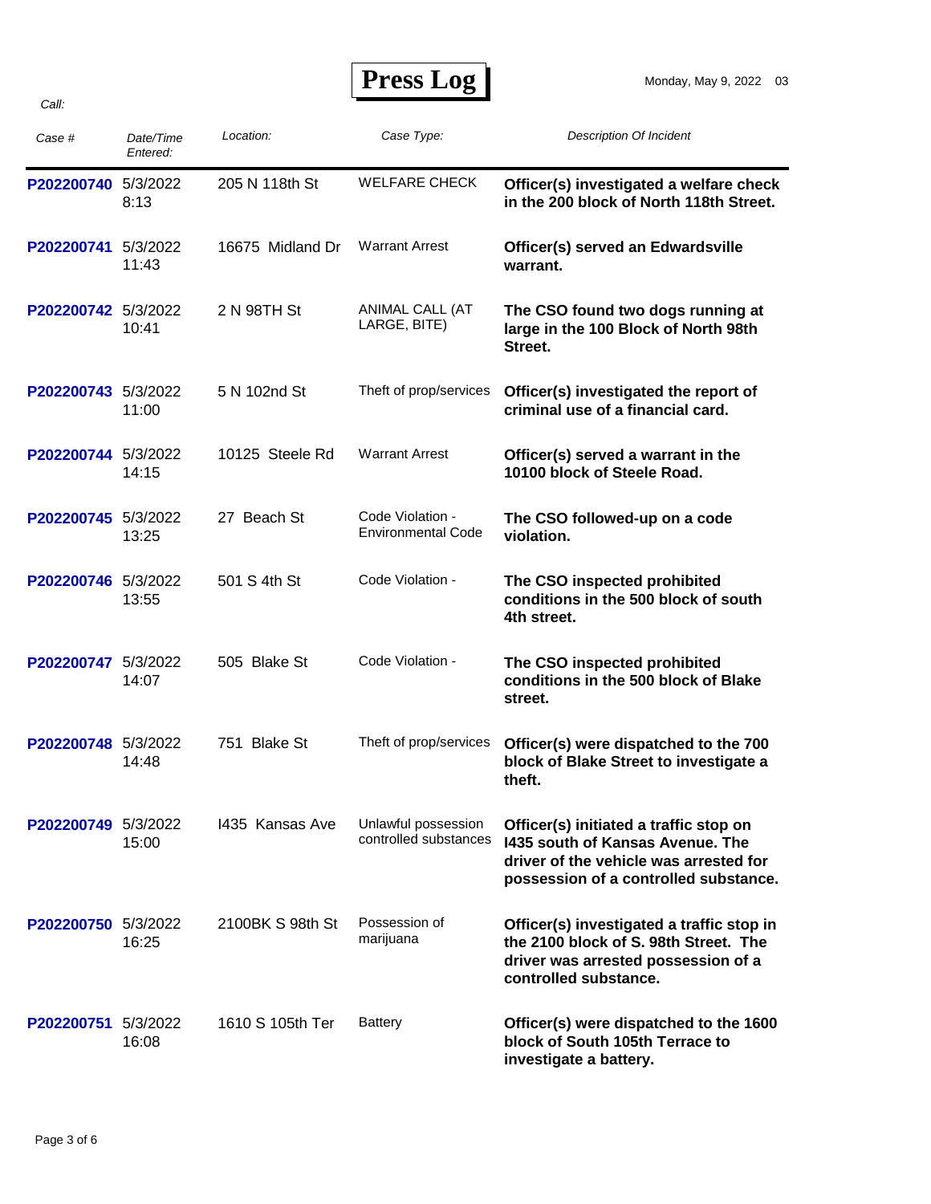# Press Log

Monday, May 9, 2022 03

Call:

| Case # | Date/Time Entered: | Location: | Case Type: | Description Of Incident |
|---|---|---|---|---|
| P202200740 | 5/3/2022 8:13 | 205 N 118th St | WELFARE CHECK | **Officer(s) investigated a welfare check in the 200 block of North 118th Street.** |
| P202200741 | 5/3/2022 11:43 | 16675 Midland Dr | Warrant Arrest | **Officer(s) served an Edwardsville warrant.** |
| P202200742 | 5/3/2022 10:41 | 2 N 98TH St | ANIMAL CALL (AT LARGE, BITE) | **The CSO found two dogs running at large in the 100 Block of North 98th Street.** |
| P202200743 | 5/3/2022 11:00 | 5 N 102nd St | Theft of prop/services | **Officer(s) investigated the report of criminal use of a financial card.** |
| P202200744 | 5/3/2022 14:15 | 10125 Steele Rd | Warrant Arrest | **Officer(s) served a warrant in the 10100 block of Steele Road.** |
| P202200745 | 5/3/2022 13:25 | 27 Beach St | Code Violation - Environmental Code | **The CSO followed-up on a code violation.** |
| P202200746 | 5/3/2022 13:55 | 501 S 4th St | Code Violation - | **The CSO inspected prohibited conditions in the 500 block of south 4th street.** |
| P202200747 | 5/3/2022 14:07 | 505 Blake St | Code Violation - | **The CSO inspected prohibited conditions in the 500 block of Blake street.** |
| P202200748 | 5/3/2022 14:48 | 751 Blake St | Theft of prop/services | **Officer(s) were dispatched to the 700 block of Blake Street to investigate a theft.** |
| P202200749 | 5/3/2022 15:00 | I435 Kansas Ave | Unlawful possession controlled substances | **Officer(s) initiated a traffic stop on I435 south of Kansas Avenue. The driver of the vehicle was arrested for possession of a controlled substance.** |
| P202200750 | 5/3/2022 16:25 | 2100BK S 98th St | Possession of marijuana | **Officer(s) investigated a traffic stop in the 2100 block of S. 98th Street. The driver was arrested possession of a controlled substance.** |
| P202200751 | 5/3/2022 16:08 | 1610 S 105th Ter | Battery | **Officer(s) were dispatched to the 1600 block of South 105th Terrace to investigate a battery.** |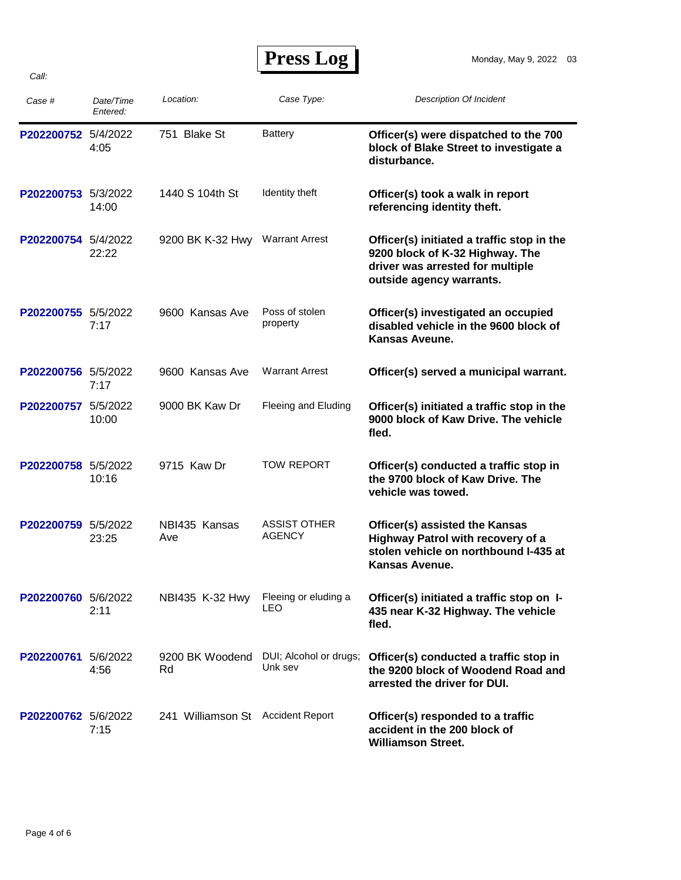# Press Log

Monday, May 9, 2022 03

Call:

| Case # | Date/Time Entered: | Location: | Case Type: | Description Of Incident |
|---|---|---|---|---|
| P202200752 | 5/4/2022 4:05 | 751 Blake St | Battery | **Officer(s) were dispatched to the 700 block of Blake Street to investigate a disturbance.** |
| P202200753 | 5/3/2022 14:00 | 1440 S 104th St | Identity theft | **Officer(s) took a walk in report referencing identity theft.** |
| P202200754 | 5/4/2022 22:22 | 9200 BK K-32 Hwy | Warrant Arrest | **Officer(s) initiated a traffic stop in the 9200 block of K-32 Highway. The driver was arrested for multiple outside agency warrants.** |
| P202200755 | 5/5/2022 7:17 | 9600 Kansas Ave | Poss of stolen property | **Officer(s) investigated an occupied disabled vehicle in the 9600 block of Kansas Aveune.** |
| P202200756 | 5/5/2022 7:17 | 9600 Kansas Ave | Warrant Arrest | **Officer(s) served a municipal warrant.** |
| P202200757 | 5/5/2022 10:00 | 9000 BK Kaw Dr | Fleeing and Eluding | **Officer(s) initiated a traffic stop in the 9000 block of Kaw Drive. The vehicle fled.** |
| P202200758 | 5/5/2022 10:16 | 9715 Kaw Dr | TOW REPORT | **Officer(s) conducted a traffic stop in the 9700 block of Kaw Drive. The vehicle was towed.** |
| P202200759 | 5/5/2022 23:25 | NBI435 Kansas Ave | ASSIST OTHER AGENCY | **Officer(s) assisted the Kansas Highway Patrol with recovery of a stolen vehicle on northbound I-435 at Kansas Avenue.** |
| P202200760 | 5/6/2022 2:11 | NBI435 K-32 Hwy | Fleeing or eluding a LEO | **Officer(s) initiated a traffic stop on I-435 near K-32 Highway. The vehicle fled.** |
| P202200761 | 5/6/2022 4:56 | 9200 BK Woodend Rd | DUI; Alcohol or drugs; Unk sev | **Officer(s) conducted a traffic stop in the 9200 block of Woodend Road and arrested the driver for DUI.** |
| P202200762 | 5/6/2022 7:15 | 241 Williamson St | Accident Report | **Officer(s) responded to a traffic accident in the 200 block of Williamson Street.** |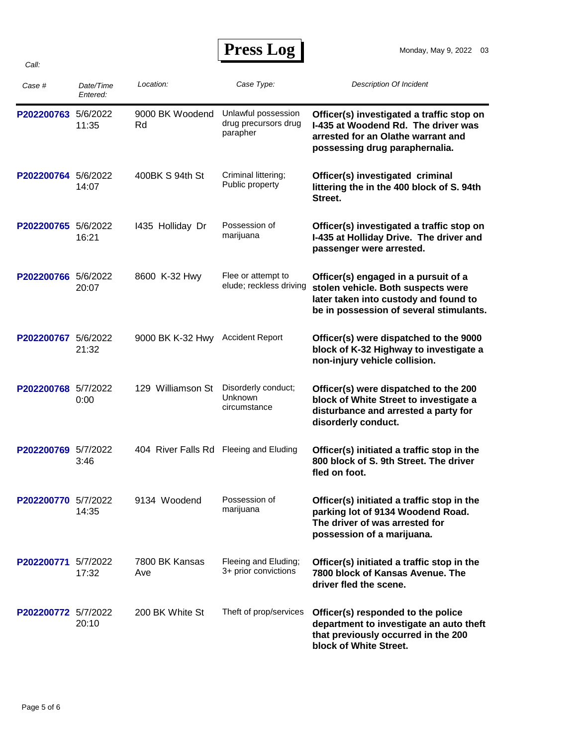# Press Log

Monday, May 9, 2022 03

Call:

| Case # | Date/Time Entered: | Location: | Case Type: | Description Of Incident |
|---|---|---|---|---|
| P202200763 | 5/6/2022 11:35 | 9000 BK Woodend Rd | Unlawful possession drug precursors drug parapher | **Officer(s) investigated a traffic stop on I-435 at Woodend Rd. The driver was arrested for an Olathe warrant and possessing drug paraphernalia.** |
| P202200764 | 5/6/2022 14:07 | 400BK S 94th St | Criminal littering; Public property | **Officer(s) investigated criminal littering the in the 400 block of S. 94th Street.** |
| P202200765 | 5/6/2022 16:21 | I435 Holliday Dr | Possession of marijuana | **Officer(s) investigated a traffic stop on I-435 at Holliday Drive. The driver and passenger were arrested.** |
| P202200766 | 5/6/2022 20:07 | 8600 K-32 Hwy | Flee or attempt to elude; reckless driving | **Officer(s) engaged in a pursuit of a stolen vehicle. Both suspects were later taken into custody and found to be in possession of several stimulants.** |
| P202200767 | 5/6/2022 21:32 | 9000 BK K-32 Hwy | Accident Report | **Officer(s) were dispatched to the 9000 block of K-32 Highway to investigate a non-injury vehicle collision.** |
| P202200768 | 5/7/2022 0:00 | 129 Williamson St | Disorderly conduct; Unknown circumstance | **Officer(s) were dispatched to the 200 block of White Street to investigate a disturbance and arrested a party for disorderly conduct.** |
| P202200769 | 5/7/2022 3:46 | 404 River Falls Rd | Fleeing and Eluding | **Officer(s) initiated a traffic stop in the 800 block of S. 9th Street. The driver fled on foot.** |
| P202200770 | 5/7/2022 14:35 | 9134 Woodend | Possession of marijuana | **Officer(s) initiated a traffic stop in the parking lot of 9134 Woodend Road. The driver of was arrested for possession of a marijuana.** |
| P202200771 | 5/7/2022 17:32 | 7800 BK Kansas Ave | Fleeing and Eluding; 3+ prior convictions | **Officer(s) initiated a traffic stop in the 7800 block of Kansas Avenue. The driver fled the scene.** |
| P202200772 | 5/7/2022 20:10 | 200 BK White St | Theft of prop/services | **Officer(s) responded to the police department to investigate an auto theft that previously occurred in the 200 block of White Street.** |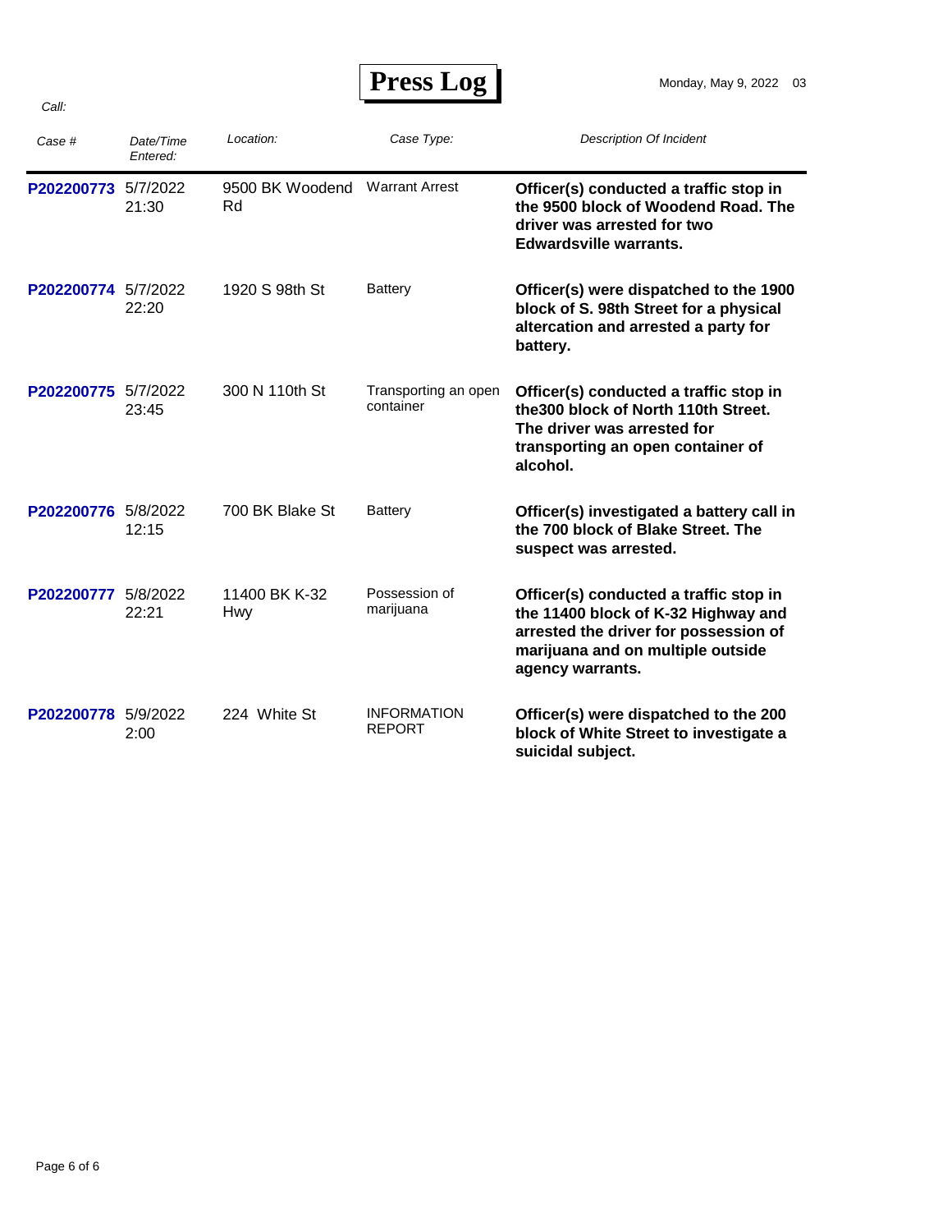# Press Log

Monday, May 9, 2022 03

Call:

| Case # | Date/Time Entered: | Location: | Case Type: | Description Of Incident |
|---|---|---|---|---|
| P202200773 | 5/7/2022 21:30 | 9500 BK Woodend Rd | Warrant Arrest | **Officer(s) conducted a traffic stop in the 9500 block of Woodend Road. The driver was arrested for two Edwardsville warrants.** |
| P202200774 | 5/7/2022 22:20 | 1920 S 98th St | Battery | **Officer(s) were dispatched to the 1900 block of S. 98th Street for a physical altercation and arrested a party for battery.** |
| P202200775 | 5/7/2022 23:45 | 300 N 110th St | Transporting an open container | **Officer(s) conducted a traffic stop in the300 block of North 110th Street. The driver was arrested for transporting an open container of alcohol.** |
| P202200776 | 5/8/2022 12:15 | 700 BK Blake St | Battery | **Officer(s) investigated a battery call in the 700 block of Blake Street. The suspect was arrested.** |
| P202200777 | 5/8/2022 22:21 | 11400 BK K-32 Hwy | Possession of marijuana | **Officer(s) conducted a traffic stop in the 11400 block of K-32 Highway and arrested the driver for possession of marijuana and on multiple outside agency warrants.** |
| P202200778 | 5/9/2022 2:00 | 224 White St | INFORMATION REPORT | **Officer(s) were dispatched to the 200 block of White Street to investigate a suicidal subject.** |